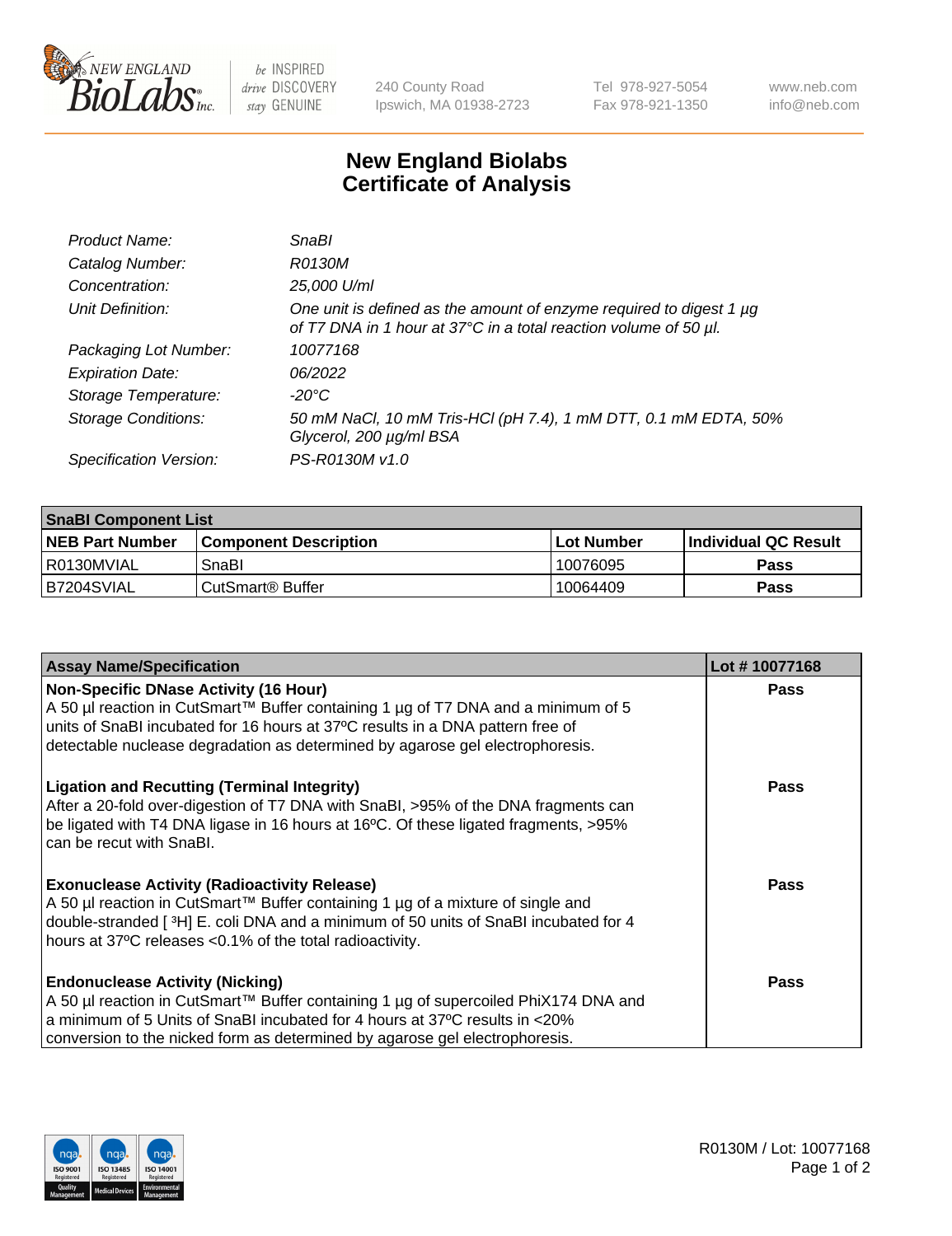New England BioLabs Inc.

be INSPIRED
drive DISCOVERY
stay GENUINE

240 County Road
Ipswich, MA 01938-2723

Tel 978-927-5054
Fax 978-921-1350

www.neb.com
info@neb.com

# New England Biolabs
# Certificate of Analysis

| | |
|---|---|
| *Product Name:* | *SnaBI* |
| *Catalog Number:* | *R0130M* |
| *Concentration:* | *25,000 U/ml* |
| *Unit Definition:* | *One unit is defined as the amount of enzyme required to digest 1 µg of T7 DNA in 1 hour at 37°C in a total reaction volume of 50 µl.* |
| *Packaging Lot Number:* | *10077168* |
| *Expiration Date:* | *06/2022* |
| *Storage Temperature:* | *-20°C* |
| *Storage Conditions:* | *50 mM NaCl, 10 mM Tris-HCl (pH 7.4), 1 mM DTT, 0.1 mM EDTA, 50% Glycerol, 200 µg/ml BSA* |
| *Specification Version:* | *PS-R0130M v1.0* |

| **SnaBI Component List** | | | |
|---|---|---|---|
| **NEB Part Number** | **Component Description** | **Lot Number** | **Individual QC Result** |
| R0130MVIAL | SnaBI | 10076095 | **Pass** |
| B7204SVIAL | CutSmart® Buffer | 10064409 | **Pass** |

| **Assay Name/Specification** | **Lot # 10077168** |
|---|---|
| **Non-Specific DNase Activity (16 Hour)** A 50 µl reaction in CutSmart™ Buffer containing 1 µg of T7 DNA and a minimum of 5 units of SnaBI incubated for 16 hours at 37ºC results in a DNA pattern free of detectable nuclease degradation as determined by agarose gel electrophoresis. | **Pass** |
| **Ligation and Recutting (Terminal Integrity)** After a 20-fold over-digestion of T7 DNA with SnaBI, >95% of the DNA fragments can be ligated with T4 DNA ligase in 16 hours at 16ºC. Of these ligated fragments, >95% can be recut with SnaBI. | **Pass** |
| **Exonuclease Activity (Radioactivity Release)** A 50 µl reaction in CutSmart™ Buffer containing 1 µg of a mixture of single and double-stranded [ $^3$H] E. coli DNA and a minimum of 50 units of SnaBI incubated for 4 hours at 37ºC releases <0.1% of the total radioactivity. | **Pass** |
| **Endonuclease Activity (Nicking)** A 50 µl reaction in CutSmart™ Buffer containing 1 µg of supercoiled PhiX174 DNA and a minimum of 5 Units of SnaBI incubated for 4 hours at 37ºC results in <20% conversion to the nicked form as determined by agarose gel electrophoresis. | **Pass** |

R0130M / Lot: 10077168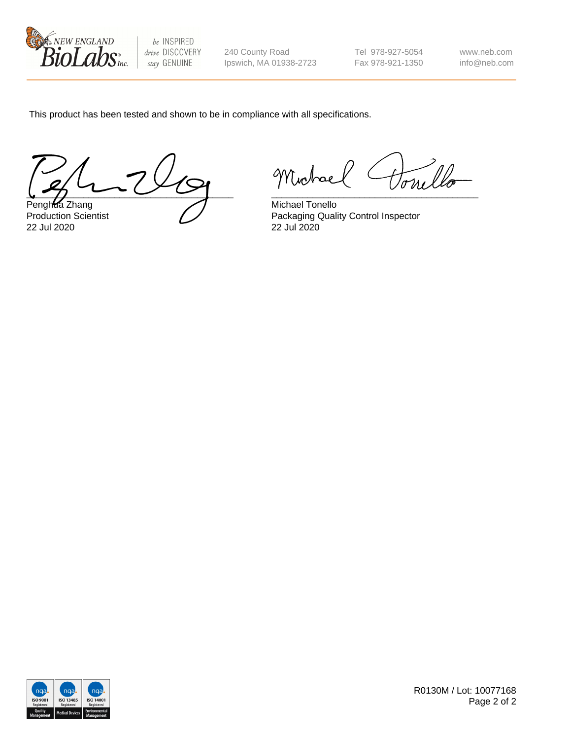This product has been tested and shown to be in compliance with all specifications.

Penghua Zhang
Production Scientist
22 Jul 2020

Michael Tonello
Packaging Quality Control Inspector
22 Jul 2020

R0130M / Lot: 10077168